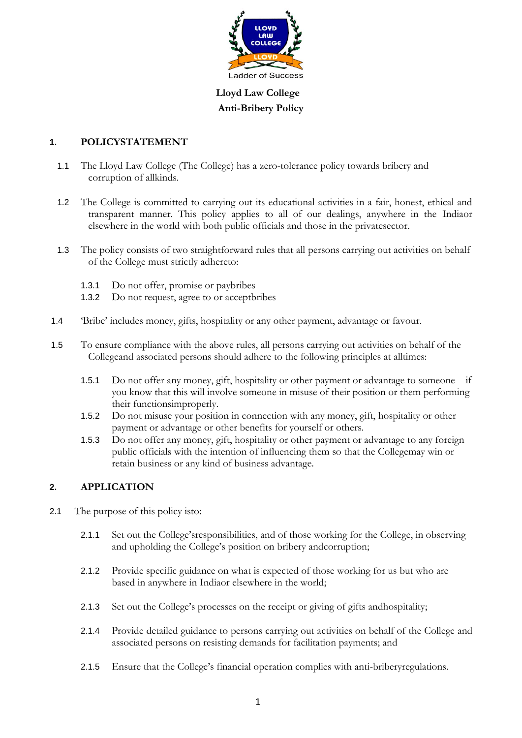# Lloyd Law College

## Anti-Bribery Policy

### 1. POLICYSTATEMENT

1.1 The Lloyd Law College (The College) has a zero-tolerance policy towards bribery and corruption of allkinds.

1.2 The College is committed to carrying out its educational activities in a fair, honest, ethical and transparent manner. This policy applies to all of our dealings, anywhere in the Indiaor elsewhere in the world with both public officials and those in the privatesector.

1.3 The policy consists of two straightforward rules that all persons carrying out activities on behalf of the College must strictly adhereto:

1.3.1 Do not offer, promise or paybribes

1.3.2 Do not request, agree to or acceptbribes

1.4 'Bribe' includes money, gifts, hospitality or any other payment, advantage or favour.

1.5 To ensure compliance with the above rules, all persons carrying out activities on behalf of the Collegeand associated persons should adhere to the following principles at alltimes:

1.5.1 Do not offer any money, gift, hospitality or other payment or advantage to someone if you know that this will involve someone in misuse of their position or them performing their functionsimproperly.

1.5.2 Do not misuse your position in connection with any money, gift, hospitality or other payment or advantage or other benefits for yourself or others.

1.5.3 Do not offer any money, gift, hospitality or other payment or advantage to any foreign public officials with the intention of influencing them so that the Collegemay win or retain business or any kind of business advantage.

### 2. APPLICATION

2.1 The purpose of this policy isto:

2.1.1 Set out the College'sresponsibilities, and of those working for the College, in observing and upholding the College's position on bribery andcorruption;

2.1.2 Provide specific guidance on what is expected of those working for us but who are based in anywhere in Indiaor elsewhere in the world;

2.1.3 Set out the College's processes on the receipt or giving of gifts andhospitality;

2.1.4 Provide detailed guidance to persons carrying out activities on behalf of the College and associated persons on resisting demands for facilitation payments; and

2.1.5 Ensure that the College's financial operation complies with anti-briberyregulations.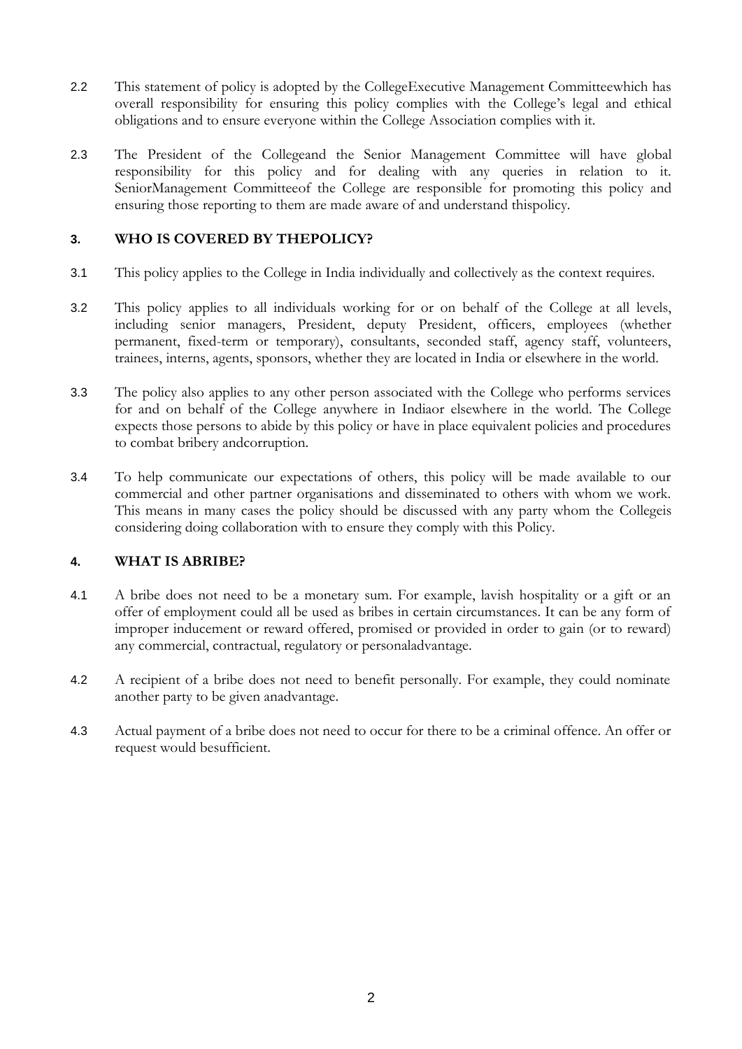2.2 This statement of policy is adopted by the CollegeExecutive Management Committeewhich has overall responsibility for ensuring this policy complies with the College's legal and ethical obligations and to ensure everyone within the College Association complies with it.

2.3 The President of the Collegeand the Senior Management Committee will have global responsibility for this policy and for dealing with any queries in relation to it. SeniorManagement Committeeof the College are responsible for promoting this policy and ensuring those reporting to them are made aware of and understand thispolicy.

### 3. WHO IS COVERED BY THEPOLICY?

3.1 This policy applies to the College in India individually and collectively as the context requires.

3.2 This policy applies to all individuals working for or on behalf of the College at all levels, including senior managers, President, deputy President, officers, employees (whether permanent, fixed-term or temporary), consultants, seconded staff, agency staff, volunteers, trainees, interns, agents, sponsors, whether they are located in India or elsewhere in the world.

3.3 The policy also applies to any other person associated with the College who performs services for and on behalf of the College anywhere in Indiaor elsewhere in the world. The College expects those persons to abide by this policy or have in place equivalent policies and procedures to combat bribery andcorruption.

3.4 To help communicate our expectations of others, this policy will be made available to our commercial and other partner organisations and disseminated to others with whom we work. This means in many cases the policy should be discussed with any party whom the Collegeis considering doing collaboration with to ensure they comply with this Policy.

### 4. WHAT IS ABRIBE?

4.1 A bribe does not need to be a monetary sum. For example, lavish hospitality or a gift or an offer of employment could all be used as bribes in certain circumstances. It can be any form of improper inducement or reward offered, promised or provided in order to gain (or to reward) any commercial, contractual, regulatory or personaladvantage.

4.2 A recipient of a bribe does not need to benefit personally. For example, they could nominate another party to be given anadvantage.

4.3 Actual payment of a bribe does not need to occur for there to be a criminal offence. An offer or request would besufficient.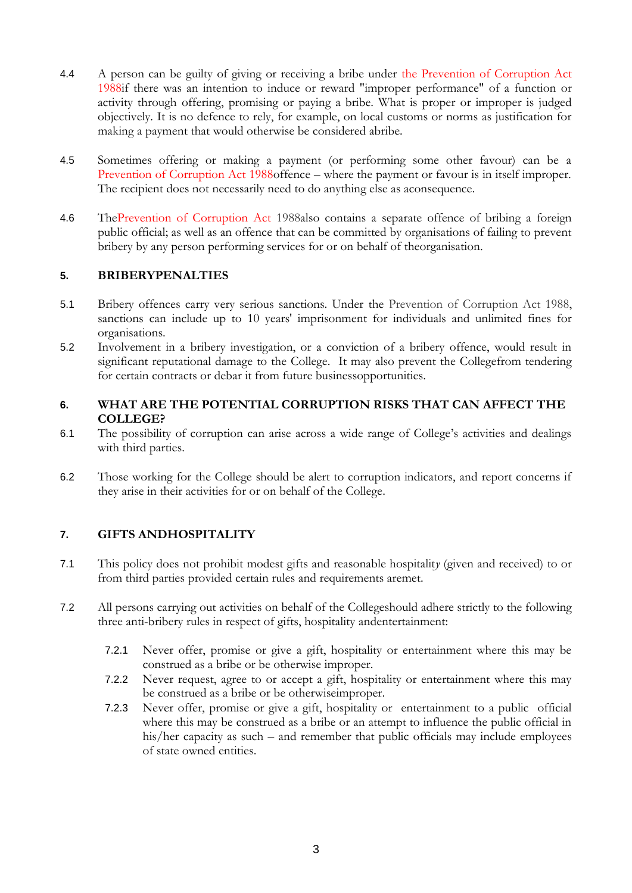4.4 A person can be guilty of giving or receiving a bribe under the Prevention of Corruption Act 1988if there was an intention to induce or reward "improper performance" of a function or activity through offering, promising or paying a bribe. What is proper or improper is judged objectively. It is no defence to rely, for example, on local customs or norms as justification for making a payment that would otherwise be considered abribe.

4.5 Sometimes offering or making a payment (or performing some other favour) can be a Prevention of Corruption Act 1988offence – where the payment or favour is in itself improper. The recipient does not necessarily need to do anything else as aconsequence.

4.6 ThePrevention of Corruption Act 1988also contains a separate offence of bribing a foreign public official; as well as an offence that can be committed by organisations of failing to prevent bribery by any person performing services for or on behalf of theorganisation.

## 5. BRIBERYPENALTIES

5.1 Bribery offences carry very serious sanctions. Under the Prevention of Corruption Act 1988, sanctions can include up to 10 years' imprisonment for individuals and unlimited fines for organisations.

5.2 Involvement in a bribery investigation, or a conviction of a bribery offence, would result in significant reputational damage to the College. It may also prevent the Collegefrom tendering for certain contracts or debar it from future businessopportunities.

## 6. WHAT ARE THE POTENTIAL CORRUPTION RISKS THAT CAN AFFECT THE COLLEGE?

6.1 The possibility of corruption can arise across a wide range of College's activities and dealings with third parties.

6.2 Those working for the College should be alert to corruption indicators, and report concerns if they arise in their activities for or on behalf of the College.

## 7. GIFTS ANDHOSPITALITY

7.1 This policy does not prohibit modest gifts and reasonable hospitality (given and received) to or from third parties provided certain rules and requirements aremet.

7.2 All persons carrying out activities on behalf of the Collegeshould adhere strictly to the following three anti-bribery rules in respect of gifts, hospitality andentertainment:

7.2.1 Never offer, promise or give a gift, hospitality or entertainment where this may be construed as a bribe or be otherwise improper.

7.2.2 Never request, agree to or accept a gift, hospitality or entertainment where this may be construed as a bribe or be otherwiseimproper.

7.2.3 Never offer, promise or give a gift, hospitality or entertainment to a public official where this may be construed as a bribe or an attempt to influence the public official in his/her capacity as such – and remember that public officials may include employees of state owned entities.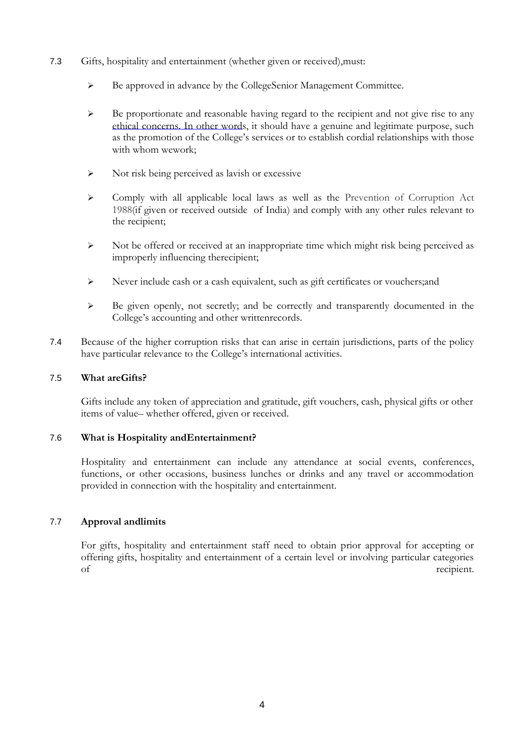7.3 Gifts, hospitality and entertainment (whether given or received),must:

- Be approved in advance by the CollegeSenior Management Committee.
- Be proportionate and reasonable having regard to the recipient and not give rise to any ethical concerns. In other words, it should have a genuine and legitimate purpose, such as the promotion of the College's services or to establish cordial relationships with those with whom wework;
- Not risk being perceived as lavish or excessive
- Comply with all applicable local laws as well as the Prevention of Corruption Act 1988(if given or received outside of India) and comply with any other rules relevant to the recipient;
- Not be offered or received at an inappropriate time which might risk being perceived as improperly influencing therecipient;
- Never include cash or a cash equivalent, such as gift certificates or vouchers;and
- Be given openly, not secretly; and be correctly and transparently documented in the College's accounting and other writtenrecords.

7.4 Because of the higher corruption risks that can arise in certain jurisdictions, parts of the policy have particular relevance to the College's international activities.

### 7.5 What areGifts?

Gifts include any token of appreciation and gratitude, gift vouchers, cash, physical gifts or other items of value– whether offered, given or received.

### 7.6 What is Hospitality andEntertainment?

Hospitality and entertainment can include any attendance at social events, conferences, functions, or other occasions, business lunches or drinks and any travel or accommodation provided in connection with the hospitality and entertainment.

### 7.7 Approval andlimits

For gifts, hospitality and entertainment staff need to obtain prior approval for accepting or offering gifts, hospitality and entertainment of a certain level or involving particular categories of recipient.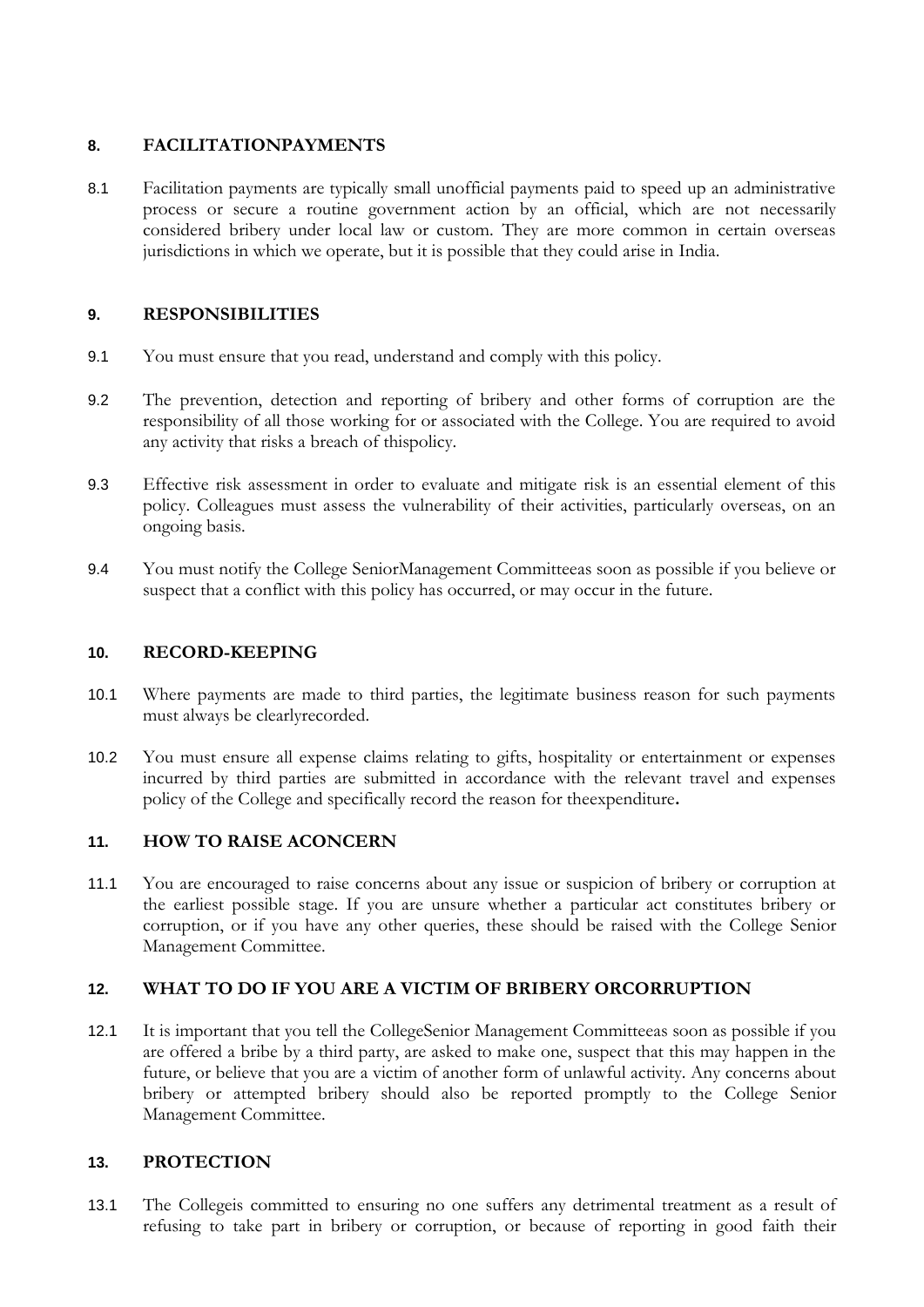## 8. FACILITATIONPAYMENTS

8.1 Facilitation payments are typically small unofficial payments paid to speed up an administrative process or secure a routine government action by an official, which are not necessarily considered bribery under local law or custom. They are more common in certain overseas jurisdictions in which we operate, but it is possible that they could arise in India.

## 9. RESPONSIBILITIES

9.1 You must ensure that you read, understand and comply with this policy.

9.2 The prevention, detection and reporting of bribery and other forms of corruption are the responsibility of all those working for or associated with the College. You are required to avoid any activity that risks a breach of thispolicy.

9.3 Effective risk assessment in order to evaluate and mitigate risk is an essential element of this policy. Colleagues must assess the vulnerability of their activities, particularly overseas, on an ongoing basis.

9.4 You must notify the College SeniorManagement Committeeas soon as possible if you believe or suspect that a conflict with this policy has occurred, or may occur in the future.

## 10. RECORD-KEEPING

10.1 Where payments are made to third parties, the legitimate business reason for such payments must always be clearlyrecorded.

10.2 You must ensure all expense claims relating to gifts, hospitality or entertainment or expenses incurred by third parties are submitted in accordance with the relevant travel and expenses policy of the College and specifically record the reason for theexpenditure**.**

## 11. HOW TO RAISE ACONCERN

11.1 You are encouraged to raise concerns about any issue or suspicion of bribery or corruption at the earliest possible stage. If you are unsure whether a particular act constitutes bribery or corruption, or if you have any other queries, these should be raised with the College Senior Management Committee.

## 12. WHAT TO DO IF YOU ARE A VICTIM OF BRIBERY ORCORRUPTION

12.1 It is important that you tell the CollegeSenior Management Committeeas soon as possible if you are offered a bribe by a third party, are asked to make one, suspect that this may happen in the future, or believe that you are a victim of another form of unlawful activity. Any concerns about bribery or attempted bribery should also be reported promptly to the College Senior Management Committee.

## 13. PROTECTION

13.1 The Collegeis committed to ensuring no one suffers any detrimental treatment as a result of refusing to take part in bribery or corruption, or because of reporting in good faith their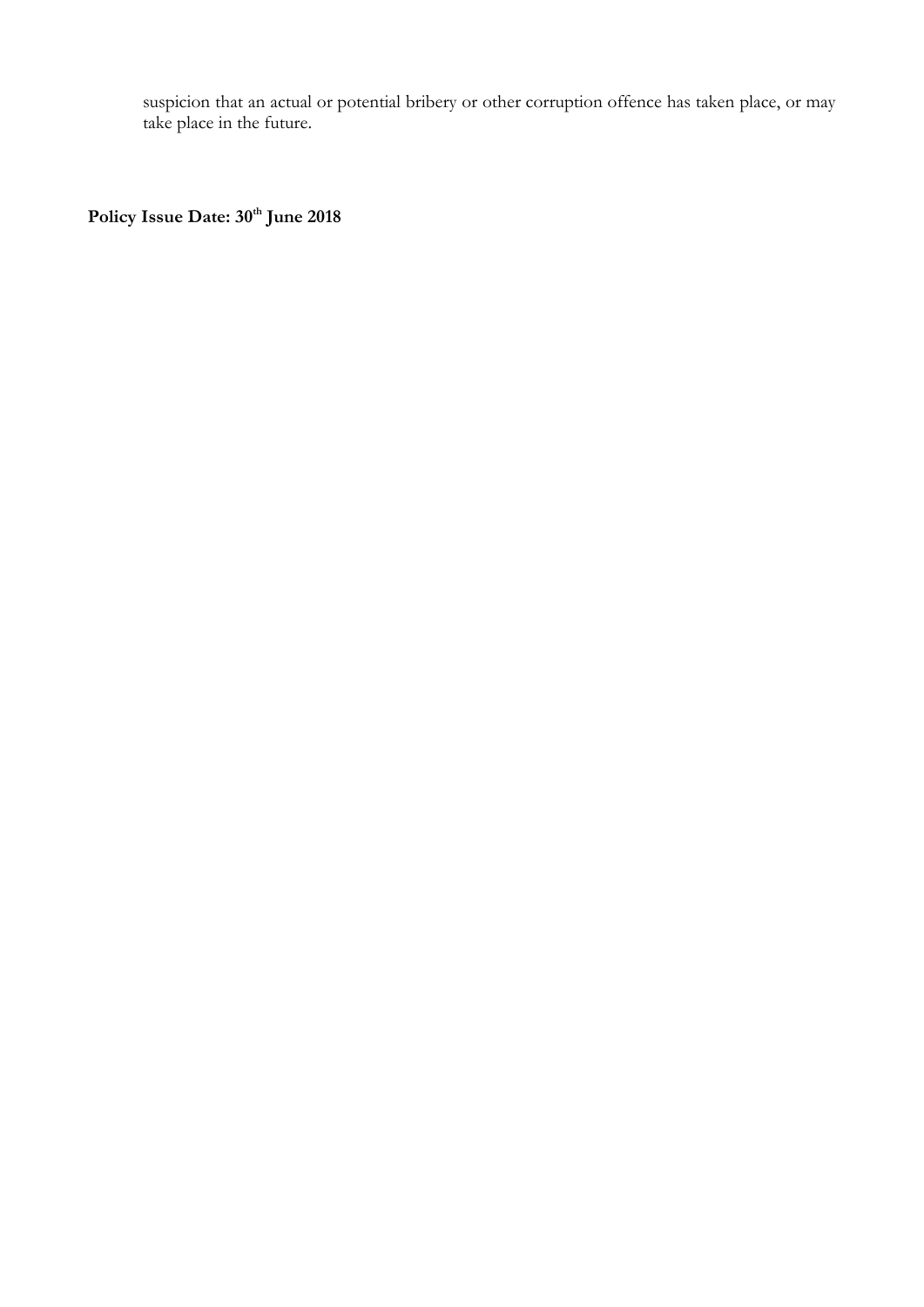suspicion that an actual or potential bribery or other corruption offence has taken place, or may take place in the future.

**Policy Issue Date: 30th June 2018**